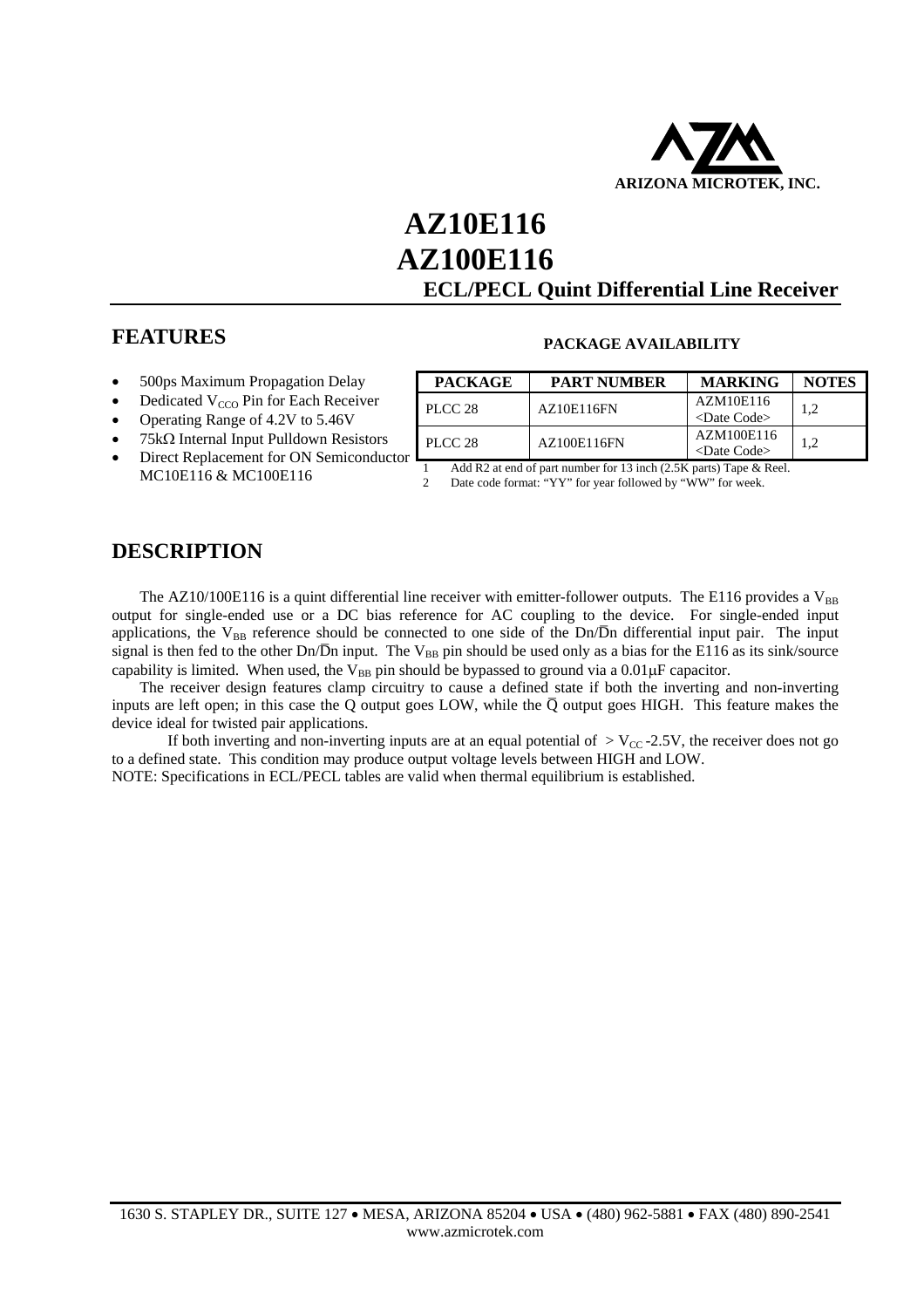ARIZONA MICROTEK, INC.

# AZ10E116
# AZ100E116
## ECL/PECL Quint Differential Line Receiver

## FEATURES

- 500ps Maximum Propagation Delay
- Dedicated $V_{CCO}$ Pin for Each Receiver
- Operating Range of 4.2V to 5.46V
- 75kΩ Internal Input Pulldown Resistors
- Direct Replacement for ON Semiconductor MC10E116 & MC100E116

**PACKAGE AVAILABILITY**

| PACKAGE | PART NUMBER | MARKING | NOTES |
|---|---|---|---|
| PLCC 28 | AZ10E116FN | AZM10E116 <Date Code> | 1,2 |
| PLCC 28 | AZ100E116FN | AZM100E116 <Date Code> | 1,2 |

1 Add R2 at end of part number for 13 inch (2.5K parts) Tape & Reel.
2 Date code format: "YY" for year followed by "WW" for week.

## DESCRIPTION

The AZ10/100E116 is a quint differential line receiver with emitter-follower outputs. The E116 provides a $V_{BB}$ output for single-ended use or a DC bias reference for AC coupling to the device. For single-ended input applications, the $V_{BB}$ reference should be connected to one side of the Dn/$\overline{D}$n differential input pair. The input signal is then fed to the other Dn/$\overline{D}$n input. The $V_{BB}$ pin should be used only as a bias for the E116 as its sink/source capability is limited. When used, the $V_{BB}$ pin should be bypassed to ground via a 0.01μF capacitor.

The receiver design features clamp circuitry to cause a defined state if both the inverting and non-inverting inputs are left open; in this case the Q output goes LOW, while the $\overline{Q}$ output goes HIGH. This feature makes the device ideal for twisted pair applications.

If both inverting and non-inverting inputs are at an equal potential of $> V_{CC}$ -2.5V, the receiver does not go to a defined state. This condition may produce output voltage levels between HIGH and LOW.

NOTE: Specifications in ECL/PECL tables are valid when thermal equilibrium is established.

1630 S. STAPLEY DR., SUITE 127 • MESA, ARIZONA 85204 • USA • (480) 962-5881 • FAX (480) 890-2541
www.azmicrotek.com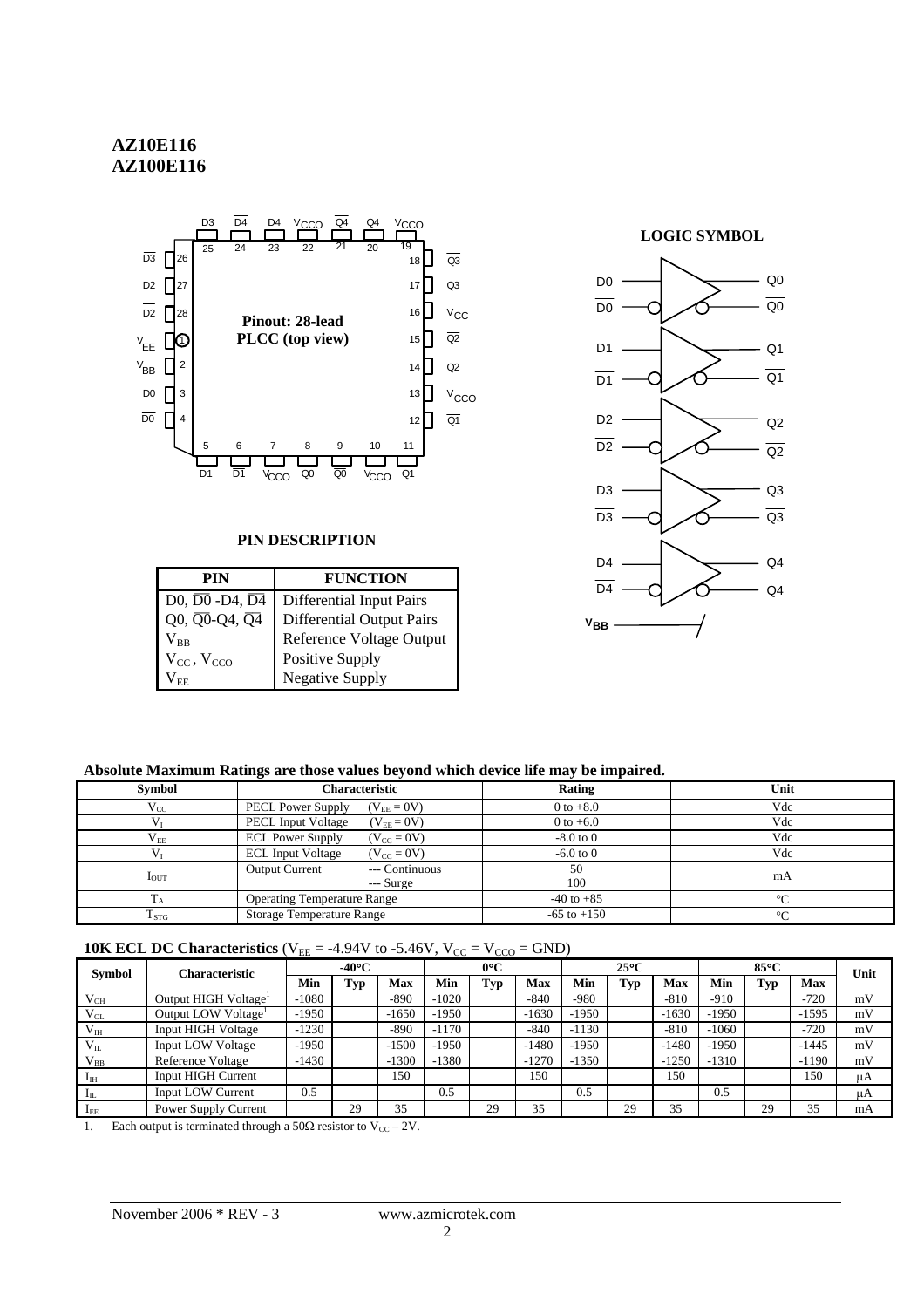**AZ10E116**
**AZ100E116**

Pinout: 28-lead PLCC (top view)

LOGIC SYMBOL

### PIN DESCRIPTION

| PIN | FUNCTION |
|---|---|
| D0, $\overline{D0}$ -D4, $\overline{D4}$ | Differential Input Pairs |
| Q0, $\overline{Q0}$-Q4, $\overline{Q4}$ | Differential Output Pairs |
| $V_{BB}$ | Reference Voltage Output |
| $V_{CC}$, $V_{CCO}$ | Positive Supply |
| $V_{EE}$ | Negative Supply |

**Absolute Maximum Ratings are those values beyond which device life may be impaired.**

| Symbol | Characteristic | Rating | Unit |
|---|---|---|---|
| $V_{CC}$ | PECL Power Supply ($V_{EE}$ = 0V) | 0 to +8.0 | Vdc |
| $V_I$ | PECL Input Voltage ($V_{EE}$ = 0V) | 0 to +6.0 | Vdc |
| $V_{EE}$ | ECL Power Supply ($V_{CC}$ = 0V) | -8.0 to 0 | Vdc |
| $V_I$ | ECL Input Voltage ($V_{CC}$ = 0V) | -6.0 to 0 | Vdc |
| $I_{OUT}$ | Output Current --- Continuous / --- Surge | 50 / 100 | mA |
| $T_A$ | Operating Temperature Range | -40 to +85 | °C |
| $T_{STG}$ | Storage Temperature Range | -65 to +150 | °C |

**10K ECL DC Characteristics** ($V_{EE}$ = -4.94V to -5.46V, $V_{CC}$ = $V_{CCO}$ = GND)

| Symbol | Characteristic | -40°C | | | 0°C | | | 25°C | | | 85°C | | | Unit |
|---|---|---|---|---|---|---|---|---|---|---|---|---|---|---|
| | | Min | Typ | Max | Min | Typ | Max | Min | Typ | Max | Min | Typ | Max | |
| $V_{OH}$ | Output HIGH Voltage[1] | -1080 | | -890 | -1020 | | -840 | -980 | | -810 | -910 | | -720 | mV |
| $V_{OL}$ | Output LOW Voltage[1] | -1950 | | -1650 | -1950 | | -1630 | -1950 | | -1630 | -1950 | | -1595 | mV |
| $V_{IH}$ | Input HIGH Voltage | -1230 | | -890 | -1170 | | -840 | -1130 | | -810 | -1060 | | -720 | mV |
| $V_{IL}$ | Input LOW Voltage | -1950 | | -1500 | -1950 | | -1480 | -1950 | | -1480 | -1950 | | -1445 | mV |
| $V_{BB}$ | Reference Voltage | -1430 | | -1300 | -1380 | | -1270 | -1350 | | -1250 | -1310 | | -1190 | mV |
| $I_{IH}$ | Input HIGH Current | | | 150 | | | 150 | | | 150 | | | 150 | μA |
| $I_{IL}$ | Input LOW Current | 0.5 | | | 0.5 | | | 0.5 | | | 0.5 | | | μA |
| $I_{EE}$ | Power Supply Current | | 29 | 35 | | 29 | 35 | | 29 | 35 | | 29 | 35 | mA |

1. Each output is terminated through a 50Ω resistor to $V_{CC}$ – 2V.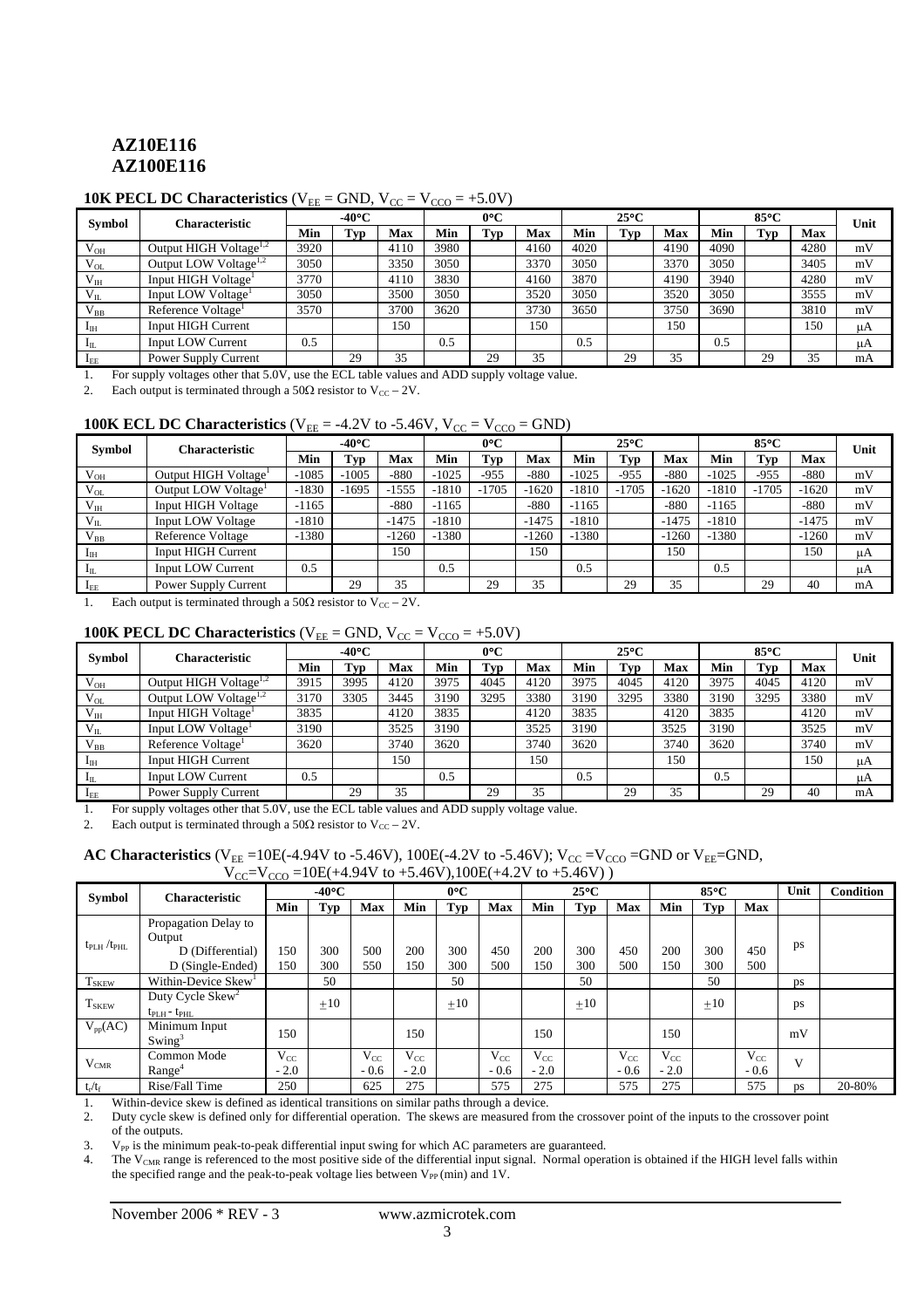# AZ10E116
# AZ100E116

**10K PECL DC Characteristics** ($V_{EE}$ = GND, $V_{CC}$ = $V_{CCO}$ = +5.0V)

| Symbol | Characteristic | -40°C | | | 0°C | | | 25°C | | | 85°C | | | Unit |
|---|---|---|---|---|---|---|---|---|---|---|---|---|---|---|
| | | Min | Typ | Max | Min | Typ | Max | Min | Typ | Max | Min | Typ | Max | |
| $V_{OH}$ | Output HIGH Voltage[1,2] | 3920 | | 4110 | 3980 | | 4160 | 4020 | | 4190 | 4090 | | 4280 | mV |
| $V_{OL}$ | Output LOW Voltage[1,2] | 3050 | | 3350 | 3050 | | 3370 | 3050 | | 3370 | 3050 | | 3405 | mV |
| $V_{IH}$ | Input HIGH Voltage[1] | 3770 | | 4110 | 3830 | | 4160 | 3870 | | 4190 | 3940 | | 4280 | mV |
| $V_{IL}$ | Input LOW Voltage[1] | 3050 | | 3500 | 3050 | | 3520 | 3050 | | 3520 | 3050 | | 3555 | mV |
| $V_{BB}$ | Reference Voltage[1] | 3570 | | 3700 | 3620 | | 3730 | 3650 | | 3750 | 3690 | | 3810 | mV |
| $I_{IH}$ | Input HIGH Current | | | 150 | | | 150 | | | 150 | | | 150 | μA |
| $I_{IL}$ | Input LOW Current | 0.5 | | | 0.5 | | | 0.5 | | | 0.5 | | | μA |
| $I_{EE}$ | Power Supply Current | | 29 | 35 | | 29 | 35 | | 29 | 35 | | 29 | 35 | mA |

1. For supply voltages other that 5.0V, use the ECL table values and ADD supply voltage value.
2. Each output is terminated through a 50Ω resistor to $V_{CC}$ – 2V.

**100K ECL DC Characteristics** ($V_{EE}$ = -4.2V to -5.46V, $V_{CC}$ = $V_{CCO}$ = GND)

| Symbol | Characteristic | -40°C | | | 0°C | | | 25°C | | | 85°C | | | Unit |
|---|---|---|---|---|---|---|---|---|---|---|---|---|---|---|
| | | Min | Typ | Max | Min | Typ | Max | Min | Typ | Max | Min | Typ | Max | |
| $V_{OH}$ | Output HIGH Voltage[1] | -1085 | -1005 | -880 | -1025 | -955 | -880 | -1025 | -955 | -880 | -1025 | -955 | -880 | mV |
| $V_{OL}$ | Output LOW Voltage[1] | -1830 | -1695 | -1555 | -1810 | -1705 | -1620 | -1810 | -1705 | -1620 | -1810 | -1705 | -1620 | mV |
| $V_{IH}$ | Input HIGH Voltage | -1165 | | -880 | -1165 | | -880 | -1165 | | -880 | -1165 | | -880 | mV |
| $V_{IL}$ | Input LOW Voltage | -1810 | | -1475 | -1810 | | -1475 | -1810 | | -1475 | -1810 | | -1475 | mV |
| $V_{BB}$ | Reference Voltage | -1380 | | -1260 | -1380 | | -1260 | -1380 | | -1260 | -1380 | | -1260 | mV |
| $I_{IH}$ | Input HIGH Current | | | 150 | | | 150 | | | 150 | | | 150 | μA |
| $I_{IL}$ | Input LOW Current | 0.5 | | | 0.5 | | | 0.5 | | | 0.5 | | | μA |
| $I_{EE}$ | Power Supply Current | | 29 | 35 | | 29 | 35 | | 29 | 35 | | 29 | 40 | mA |

1. Each output is terminated through a 50Ω resistor to $V_{CC}$ – 2V.

**100K PECL DC Characteristics** ($V_{EE}$ = GND, $V_{CC}$ = $V_{CCO}$ = +5.0V)

| Symbol | Characteristic | -40°C | | | 0°C | | | 25°C | | | 85°C | | | Unit |
|---|---|---|---|---|---|---|---|---|---|---|---|---|---|---|
| | | Min | Typ | Max | Min | Typ | Max | Min | Typ | Max | Min | Typ | Max | |
| $V_{OH}$ | Output HIGH Voltage[1,2] | 3915 | 3995 | 4120 | 3975 | 4045 | 4120 | 3975 | 4045 | 4120 | 3975 | 4045 | 4120 | mV |
| $V_{OL}$ | Output LOW Voltage[1,2] | 3170 | 3305 | 3445 | 3190 | 3295 | 3380 | 3190 | 3295 | 3380 | 3190 | 3295 | 3380 | mV |
| $V_{IH}$ | Input HIGH Voltage[1] | 3835 | | 4120 | 3835 | | 4120 | 3835 | | 4120 | 3835 | | 4120 | mV |
| $V_{IL}$ | Input LOW Voltage[1] | 3190 | | 3525 | 3190 | | 3525 | 3190 | | 3525 | 3190 | | 3525 | mV |
| $V_{BB}$ | Reference Voltage[1] | 3620 | | 3740 | 3620 | | 3740 | 3620 | | 3740 | 3620 | | 3740 | mV |
| $I_{IH}$ | Input HIGH Current | | | 150 | | | 150 | | | 150 | | | 150 | μA |
| $I_{IL}$ | Input LOW Current | 0.5 | | | 0.5 | | | 0.5 | | | 0.5 | | | μA |
| $I_{EE}$ | Power Supply Current | | 29 | 35 | | 29 | 35 | | 29 | 35 | | 29 | 40 | mA |

1. For supply voltages other that 5.0V, use the ECL table values and ADD supply voltage value.
2. Each output is terminated through a 50Ω resistor to $V_{CC}$ – 2V.

**AC Characteristics** ($V_{EE}$ =10E(-4.94V to -5.46V), 100E(-4.2V to -5.46V); $V_{CC}$ =$V_{CCO}$ =GND or $V_{EE}$=GND, $V_{CC}$=$V_{CCO}$ =10E(+4.94V to +5.46V),100E(+4.2V to +5.46V) )

| Symbol | Characteristic | -40°C | | | 0°C | | | 25°C | | | 85°C | | | Unit | Condition |
|---|---|---|---|---|---|---|---|---|---|---|---|---|---|---|---|
| | | Min | Typ | Max | Min | Typ | Max | Min | Typ | Max | Min | Typ | Max | | |
| $t_{PLH}$ / $t_{PHL}$ | Propagation Delay to Output D (Differential) D (Single-Ended) | 150 150 | 300 300 | 500 550 | 200 150 | 300 300 | 450 500 | 200 150 | 300 300 | 450 500 | 200 150 | 300 300 | 450 500 | ps | |
| $T_{SKEW}$ | Within-Device Skew[1] | | 50 | | | 50 | | | 50 | | | 50 | | ps | |
| $T_{SKEW}$ | Duty Cycle Skew[2] $t_{PLH}$ - $t_{PHL}$ | | ±10 | | | ±10 | | | ±10 | | | ±10 | | ps | |
| $V_{pp}$(AC) | Minimum Input Swing[3] | 150 | | | 150 | | | 150 | | | 150 | | | mV | |
| $V_{CMR}$ | Common Mode Range[4] | $V_{CC}$ - 2.0 | | $V_{CC}$ - 0.6 | $V_{CC}$ - 2.0 | | $V_{CC}$ - 0.6 | $V_{CC}$ - 2.0 | | $V_{CC}$ - 0.6 | $V_{CC}$ - 2.0 | | $V_{CC}$ - 0.6 | V | |
| $t_r$/$t_f$ | Rise/Fall Time | 250 | | 625 | 275 | | 575 | 275 | | 575 | 275 | | 575 | ps | 20-80% |

1. Within-device skew is defined as identical transitions on similar paths through a device.
2. Duty cycle skew is defined only for differential operation. The skews are measured from the crossover point of the inputs to the crossover point of the outputs.
3. $V_{PP}$ is the minimum peak-to-peak differential input swing for which AC parameters are guaranteed.
4. The $V_{CMR}$ range is referenced to the most positive side of the differential input signal. Normal operation is obtained if the HIGH level falls within the specified range and the peak-to-peak voltage lies between $V_{PP}$ (min) and 1V.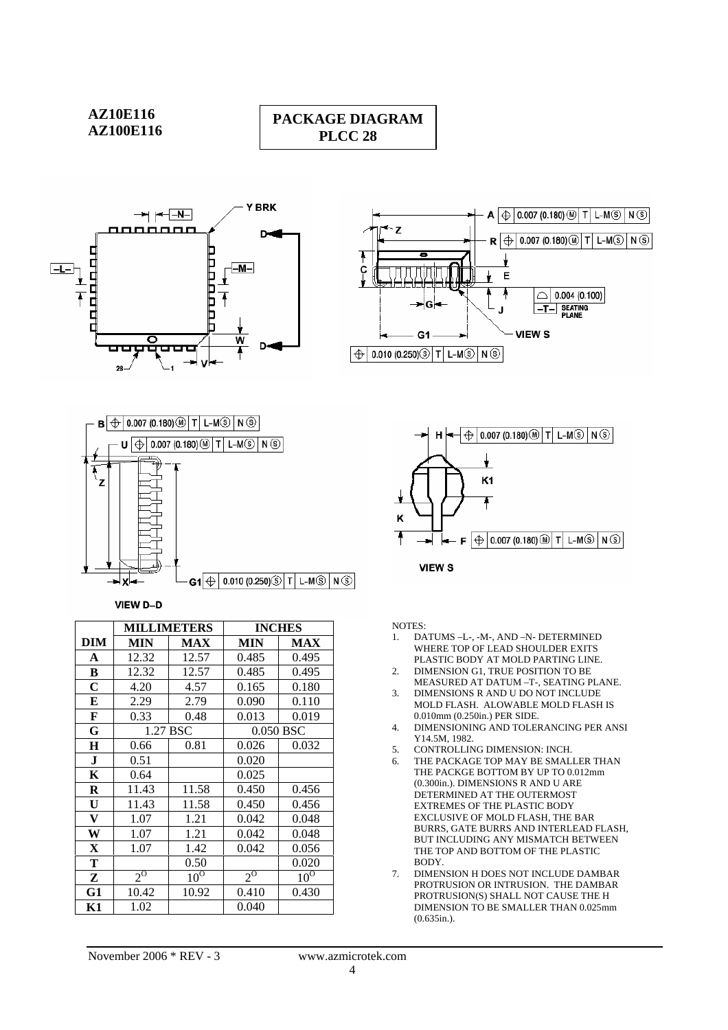**AZ10E116**
**AZ100E116**

# PACKAGE DIAGRAM
## PLCC 28

VIEW D–D

VIEW S

|  | MILLIMETERS |  | INCHES |  |
|---|---|---|---|---|
| **DIM** | **MIN** | **MAX** | **MIN** | **MAX** |
| **A** | 12.32 | 12.57 | 0.485 | 0.495 |
| **B** | 12.32 | 12.57 | 0.485 | 0.495 |
| **C** | 4.20 | 4.57 | 0.165 | 0.180 |
| **E** | 2.29 | 2.79 | 0.090 | 0.110 |
| **F** | 0.33 | 0.48 | 0.013 | 0.019 |
| **G** | 1.27 BSC |  | 0.050 BSC |  |
| **H** | 0.66 | 0.81 | 0.026 | 0.032 |
| **J** | 0.51 |  | 0.020 |  |
| **K** | 0.64 |  | 0.025 |  |
| **R** | 11.43 | 11.58 | 0.450 | 0.456 |
| **U** | 11.43 | 11.58 | 0.450 | 0.456 |
| **V** | 1.07 | 1.21 | 0.042 | 0.048 |
| **W** | 1.07 | 1.21 | 0.042 | 0.048 |
| **X** | 1.07 | 1.42 | 0.042 | 0.056 |
| **T** |  | 0.50 |  | 0.020 |
| **Z** | $2^{O}$ | $10^{O}$ | $2^{O}$ | $10^{O}$ |
| **G1** | 10.42 | 10.92 | 0.410 | 0.430 |
| **K1** | 1.02 |  | 0.040 |  |

NOTES:

1. DATUMS –L-, -M-, AND –N- DETERMINED WHERE TOP OF LEAD SHOULDER EXITS PLASTIC BODY AT MOLD PARTING LINE.
2. DIMENSION G1, TRUE POSITION TO BE MEASURED AT DATUM –T-, SEATING PLANE.
3. DIMENSIONS R AND U DO NOT INCLUDE MOLD FLASH. ALOWABLE MOLD FLASH IS 0.010mm (0.250in.) PER SIDE.
4. DIMENSIONING AND TOLERANCING PER ANSI Y14.5M, 1982.
5. CONTROLLING DIMENSION: INCH.
6. THE PACKAGE TOP MAY BE SMALLER THAN THE PACKGE BOTTOM BY UP TO 0.012mm (0.300in.). DIMENSIONS R AND U ARE DETERMINED AT THE OUTERMOST EXTREMES OF THE PLASTIC BODY EXCLUSIVE OF MOLD FLASH, THE BAR BURRS, GATE BURRS AND INTERLEAD FLASH, BUT INCLUDING ANY MISMATCH BETWEEN THE TOP AND BOTTOM OF THE PLASTIC BODY.
7. DIMENSION H DOES NOT INCLUDE DAMBAR PROTRUSION OR INTRUSION. THE DAMBAR PROTRUSION(S) SHALL NOT CAUSE THE H DIMENSION TO BE SMALLER THAN 0.025mm (0.635in.).

November 2006 * REV - 3 www.azmicrotek.com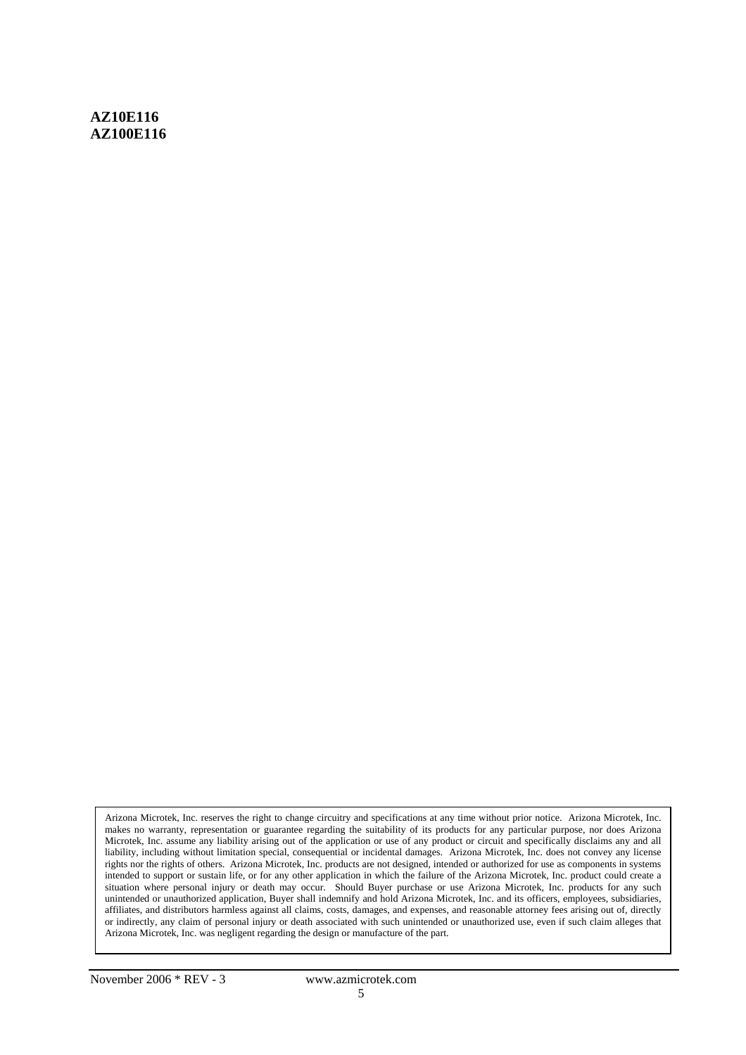Arizona Microtek, Inc. reserves the right to change circuitry and specifications at any time without prior notice. Arizona Microtek, Inc. makes no warranty, representation or guarantee regarding the suitability of its products for any particular purpose, nor does Arizona Microtek, Inc. assume any liability arising out of the application or use of any product or circuit and specifically disclaims any and all liability, including without limitation special, consequential or incidental damages. Arizona Microtek, Inc. does not convey any license rights nor the rights of others. Arizona Microtek, Inc. products are not designed, intended or authorized for use as components in systems intended to support or sustain life, or for any other application in which the failure of the Arizona Microtek, Inc. product could create a situation where personal injury or death may occur. Should Buyer purchase or use Arizona Microtek, Inc. products for any such unintended or unauthorized application, Buyer shall indemnify and hold Arizona Microtek, Inc. and its officers, employees, subsidiaries, affiliates, and distributors harmless against all claims, costs, damages, and expenses, and reasonable attorney fees arising out of, directly or indirectly, any claim of personal injury or death associated with such unintended or unauthorized use, even if such claim alleges that Arizona Microtek, Inc. was negligent regarding the design or manufacture of the part.